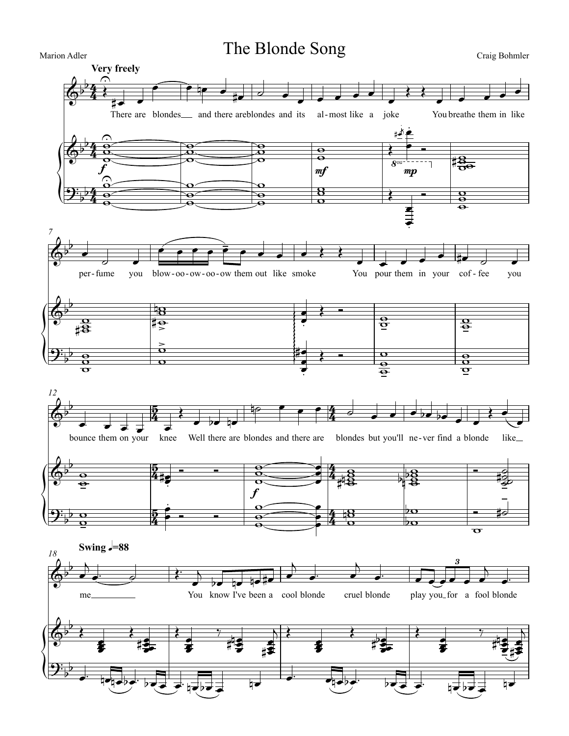# The Blonde Song

Marion Adler

Craig Bohmler

**Very freely**

There are blondes and there are blondes and its al-most like a joke You breathe them in like per-fume you blow-oo-ow-oo-ow them out like smoke You pour them in your cof-fee you bounce them on your knee Well there are blondes and there are blondes but you'll ne-ver find a blonde like me

**Swing** 𝅗𝅥=88

You know I've been a cool blonde cruel blonde play you for a fool blonde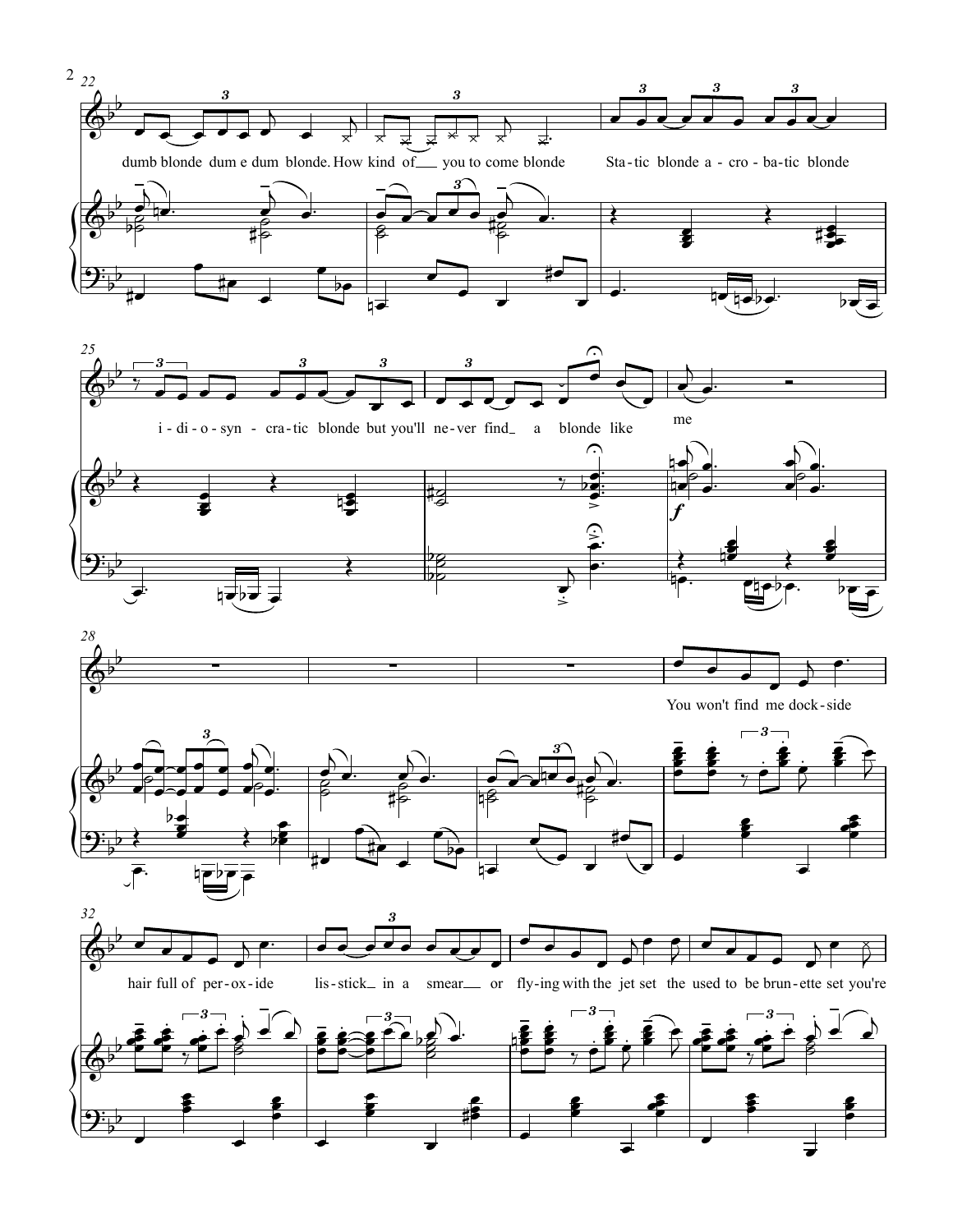dumb blonde dum e dum blonde. How kind of you to come blonde Sta - tic blonde a - cro - ba - tic blonde

i - di - o - syn - cra - tic blonde but you'll ne - ver find a blonde like me

You won't find me dock - side

hair full of per - ox - ide lis - stick in a smear or fly - ing with the jet set the used to be brun - ette set you're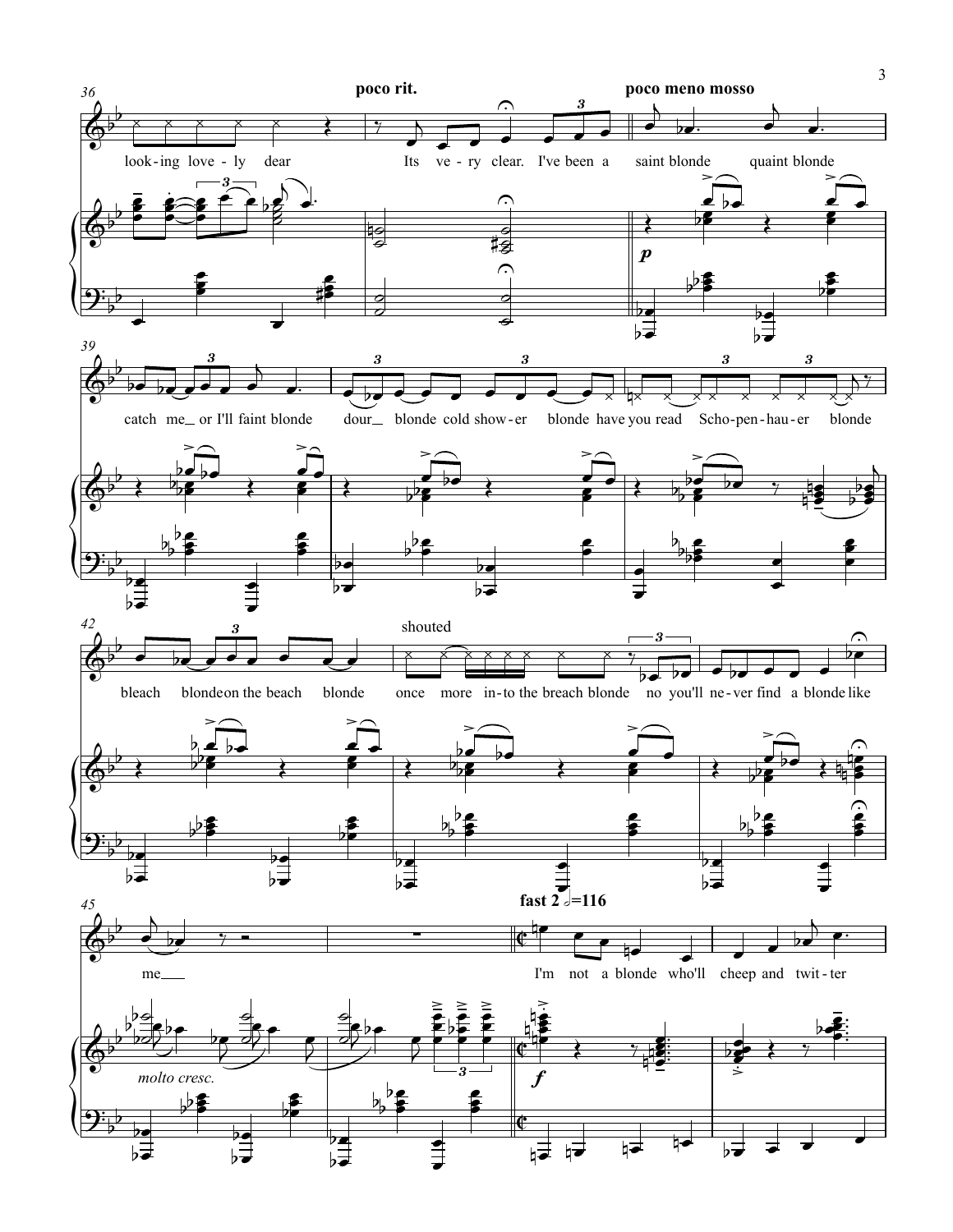**poco rit.** **poco meno mosso**

look-ing love-ly dear Its ve-ry clear. I've been a saint blonde quaint blonde

catch me or I'll faint blonde dour blonde cold show-er blonde have you read Scho-pen-hau-er blonde

bleach blonde on the beach blonde shouted once more in-to the breach blonde no you'll ne-ver find a blonde like

me

**fast 2** $\text{𝅗𝅥}=116$

I'm not a blonde who'll cheep and twit-ter

*molto cresc.*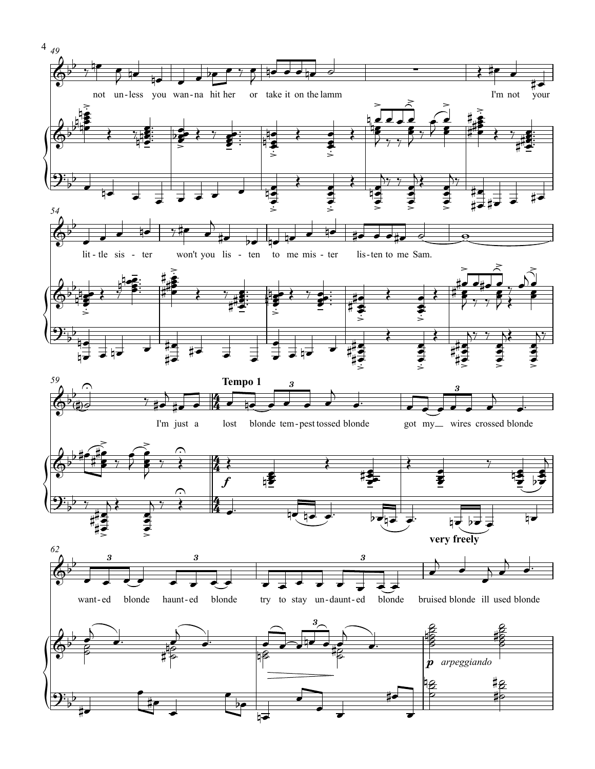not un-less you wan-na hit her or take it on the lamm

I'm not your lit-tle sis - ter won't you lis - ten to me mis - ter lis-ten to me Sam.

I'm just a

**Tempo 1**

lost blonde tem-pest tossed blonde got my wires crossed blonde

*f*

**very freely**

want-ed blonde haunt-ed blonde try to stay un-daunt-ed blonde bruised blonde ill used blonde

*p* *arpeggiando*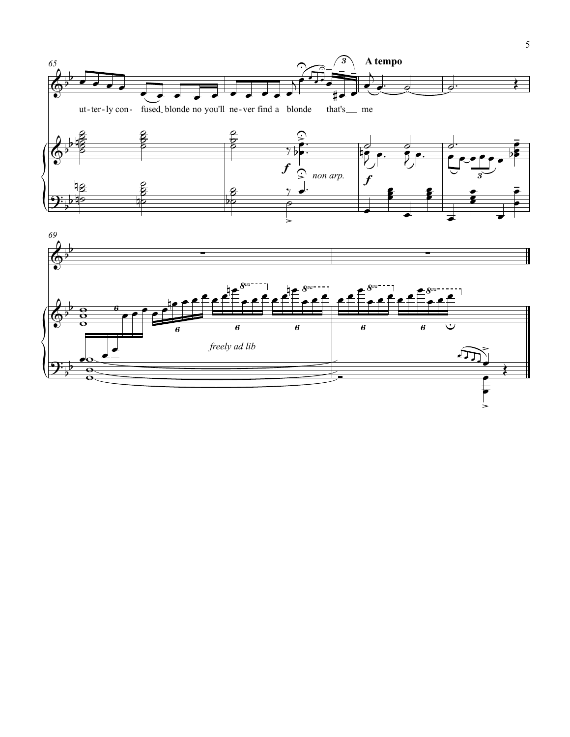65

A tempo

ut-ter-ly con- fused blonde no you'll ne-ver find a blonde that's me

*non arp.*

69

*freely ad lib*